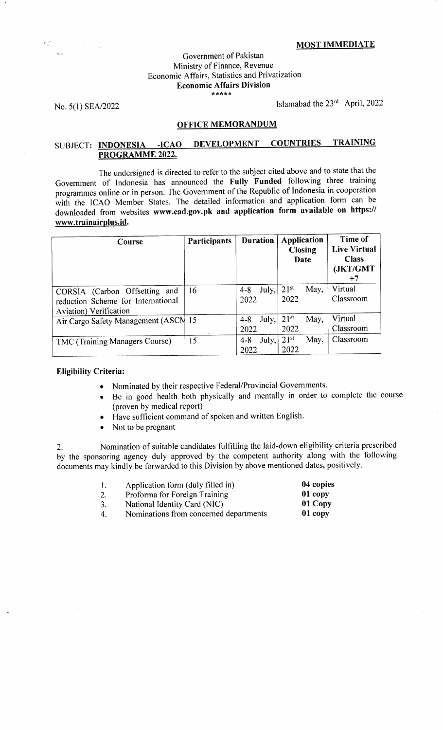**MOST IMMEDIATE**

Government of Pakistan
Ministry of Finance, Revenue
Economic Affairs, Statistics and Privatization
**Economic Affairs Division**
\*\*\*\*\*

No. 5(1) SEA/2022

Islamabad the 23rd April, 2022

## OFFICE MEMORANDUM

SUBJECT: **INDONESIA -ICAO DEVELOPMENT COUNTRIES TRAINING PROGRAMME 2022.**

The undersigned is directed to refer to the subject cited above and to state that the Government of Indonesia has announced the **Fully Funded** following three training programmes online or in person. The Government of the Republic of Indonesia in cooperation with the ICAO Member States. The detailed information and application form can be downloaded from websites **www.ead.gov.pk and application form available on https:// www.trainairplus.id.**

| Course | Participants | Duration | Application Closing Date | Time of Live Virtual Class (JKT/GMT +7 |
|---|---|---|---|---|
| CORSIA (Carbon Offsetting and reduction Scheme for International Aviation) Verification | 16 | 4-8 July, 2022 | 21st May, 2022 | Virtual Classroom |
| Air Cargo Safety Management (ASCM | 15 | 4-8 July, 2022 | 21st May, 2022 | Virtual Classroom |
| TMC (Training Managers Course) | 15 | 4-8 July, 2022 | 21st May, 2022 | Classroom |

**Eligibility Criteria:**

- Nominated by their respective Federal/Provincial Governments.
- Be in good health both physically and mentally in order to complete the course (proven by medical report)
- Have sufficient command of spoken and written English.
- Not to be pregnant

2. Nomination of suitable candidates fulfilling the laid-down eligibility criteria prescribed by the sponsoring agency duly approved by the competent authority along with the following documents may kindly be forwarded to this Division by above mentioned dates, positively.

| | | |
|---|---|---|
| 1. | Application form (duly filled in) | **04 copies** |
| 2. | Proforma for Foreign Training | **01 copy** |
| 3. | National Identity Card (NIC) | **01 Copy** |
| 4. | Nominations from concerned departments | **01 copy** |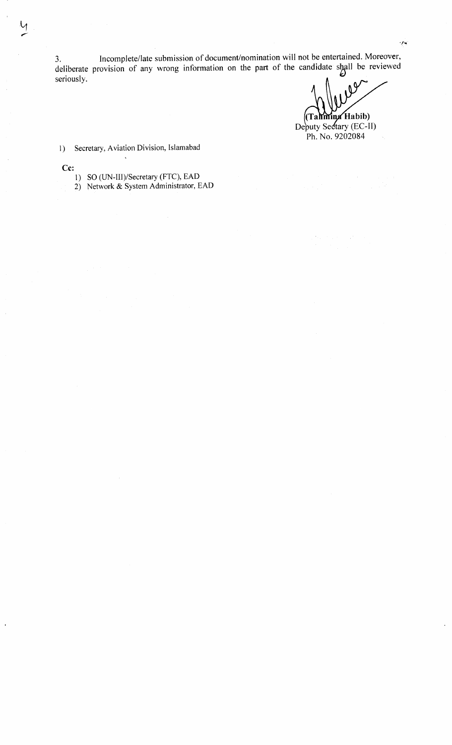3. Incomplete/late submission of document/nomination will not be entertained. Moreover, deliberate provision of any wrong information on the part of the candidate shall be reviewed seriously.

**(Tahmina Habib)**
Deputy Secretary (EC-II)
Ph. No. 9202084

1) Secretary, Aviation Division, Islamabad

**Cc:**

1) SO (UN-III)/Secretary (FTC), EAD
2) Network & System Administrator, EAD